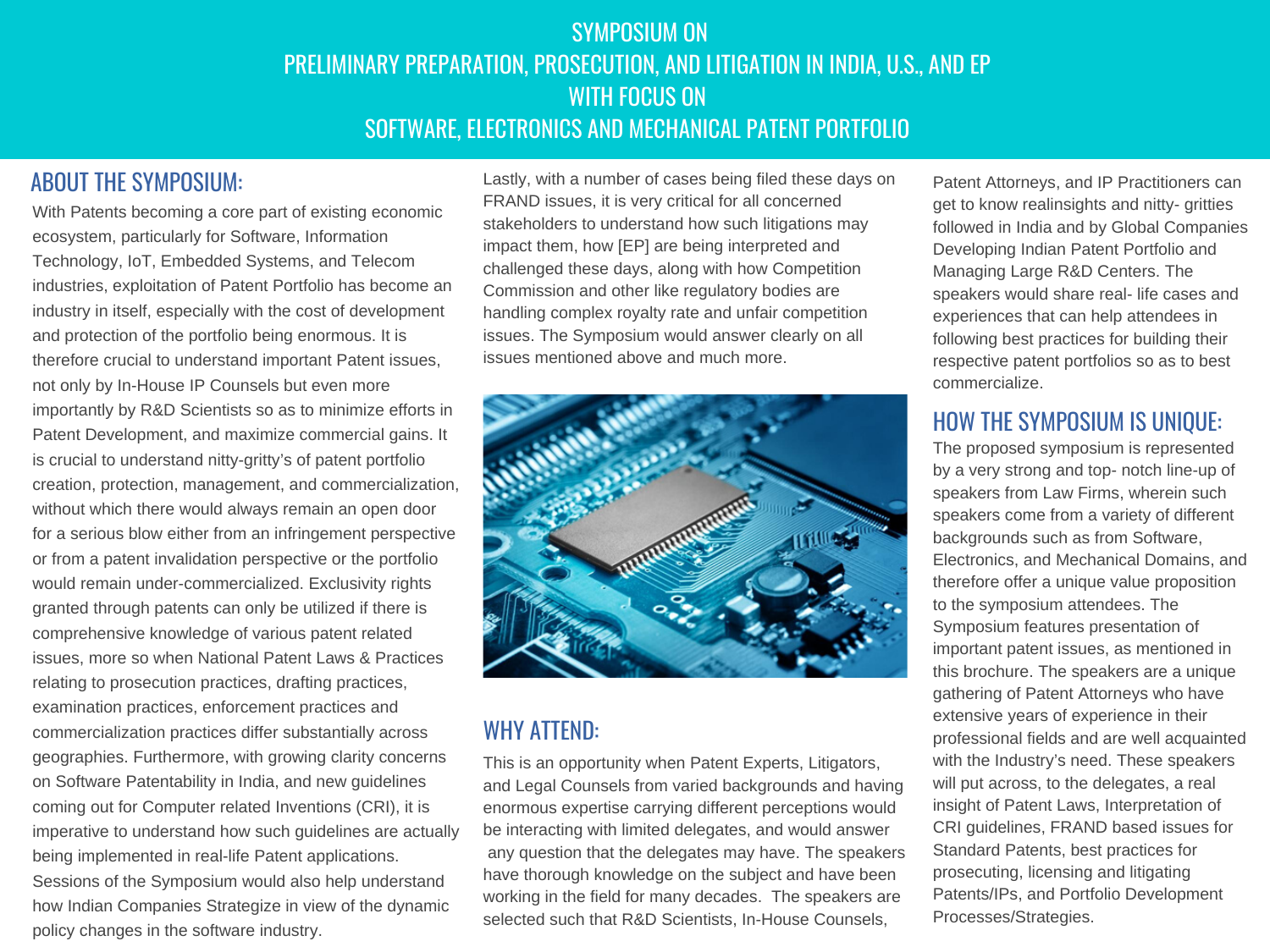# SYMPOSIUM ON PRELIMINARY PREPARATION, PROSECUTION, AND LITIGATION IN INDIA, U.S., AND EP WITH FOCUS ON SOFTWARE, ELECTRONICS AND MECHANICAL PATENT PORTFOLIO

## ABOUT THE SYMPOSIUM:

With Patents becoming a core part of existing economic ecosystem, particularly for Software, Information Technology, IoT, Embedded Systems, and Telecom industries, exploitation of Patent Portfolio has become an industry in itself, especially with the cost of development and protection of the portfolio being enormous. It is therefore crucial to understand important Patent issues, not only by In-House IP Counsels but even more importantly by R&D Scientists so as to minimize efforts in Patent Development, and maximize commercial gains. It is crucial to understand nitty-gritty's of patent portfolio creation, protection, management, and commercialization, without which there would always remain an open door for a serious blow either from an infringement perspective or from a patent invalidation perspective or the portfolio would remain under-commercialized. Exclusivity rights granted through patents can only be utilized if there is comprehensive knowledge of various patent related issues, more so when National Patent Laws & Practices relating to prosecution practices, drafting practices, examination practices, enforcement practices and commercialization practices differ substantially across geographies. Furthermore, with growing clarity concerns on Software Patentability in India, and new guidelines coming out for Computer related Inventions (CRI), it is imperative to understand how such guidelines are actually being implemented in real-life Patent applications. Sessions of the Symposium would also help understand how Indian Companies Strategize in view of the dynamic policy changes in the software industry.

Lastly, with a number of cases being filed these days on FRAND issues, it is very critical for all concerned stakeholders to understand how such litigations may impact them, how [EP] are being interpreted and challenged these days, along with how Competition Commission and other like regulatory bodies are handling complex royalty rate and unfair competition issues. The Symposium would answer clearly on all issues mentioned above and much more.

## WHY ATTEND:

This is an opportunity when Patent Experts, Litigators, and Legal Counsels from varied backgrounds and having enormous expertise carrying different perceptions would be interacting with limited delegates, and would answer any question that the delegates may have. The speakers have thorough knowledge on the subject and have been working in the field for many decades. The speakers are selected such that R&D Scientists, In-House Counsels, Patent Attorneys, and IP Practitioners can get to know realinsights and nitty- gritties followed in India and by Global Companies Developing Indian Patent Portfolio and Managing Large R&D Centers. The speakers would share real- life cases and experiences that can help attendees in following best practices for building their respective patent portfolios so as to best commercialize.

## HOW THE SYMPOSIUM IS UNIQUE:

The proposed symposium is represented by a very strong and top- notch line-up of speakers from Law Firms, wherein such speakers come from a variety of different backgrounds such as from Software, Electronics, and Mechanical Domains, and therefore offer a unique value proposition to the symposium attendees. The Symposium features presentation of important patent issues, as mentioned in this brochure. The speakers are a unique gathering of Patent Attorneys who have extensive years of experience in their professional fields and are well acquainted with the Industry's need. These speakers will put across, to the delegates, a real insight of Patent Laws, Interpretation of CRI guidelines, FRAND based issues for Standard Patents, best practices for prosecuting, licensing and litigating Patents/IPs, and Portfolio Development Processes/Strategies.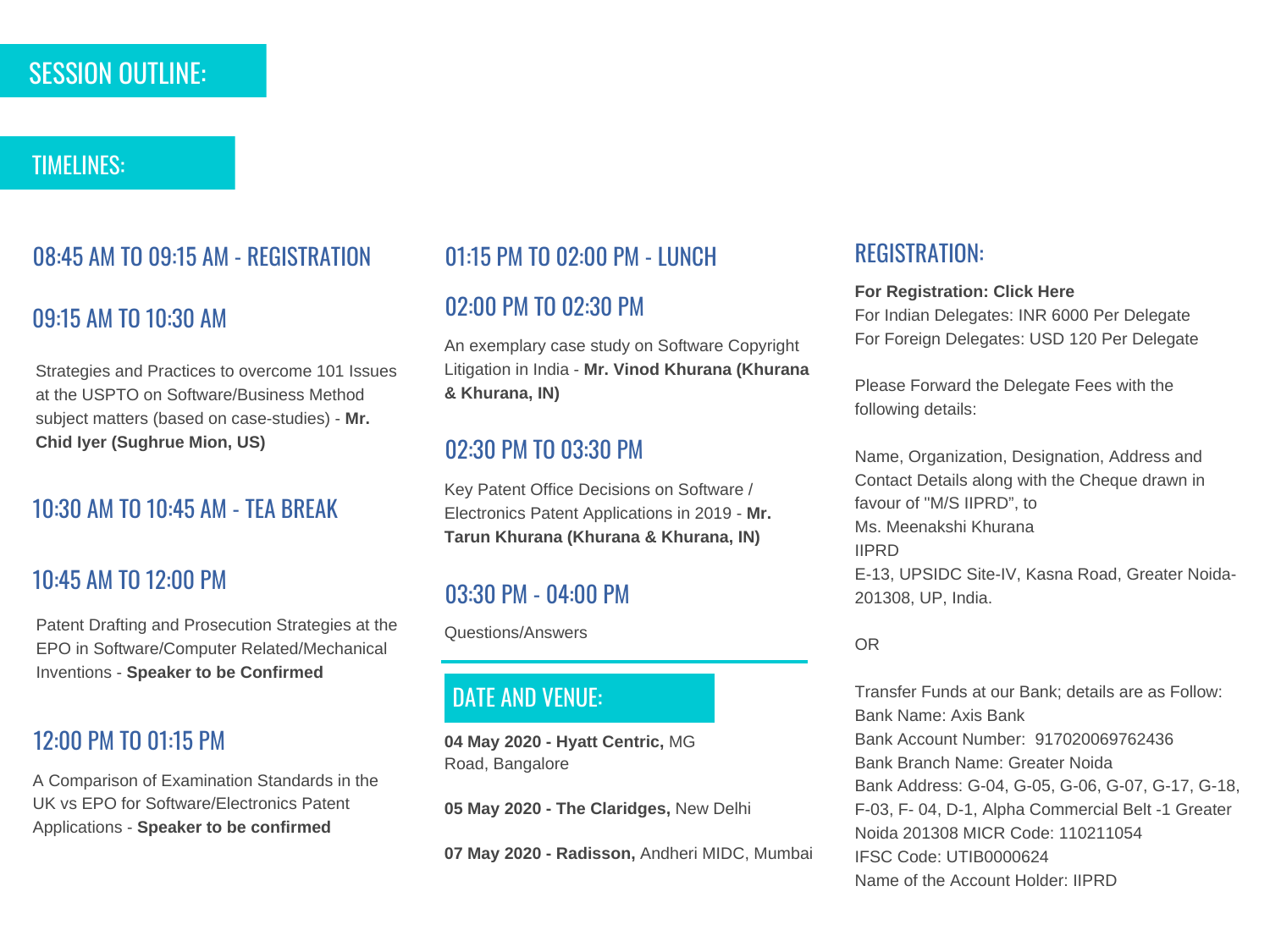## SESSION OUTLINE:

## TIMELINES:

### 08:45 AM TO 09:15 AM - REGISTRATION

### 09:15 AM TO 10:30 AM

Strategies and Practices to overcome 101 Issues at the USPTO on Software/Business Method subject matters (based on case-studies) - **Mr. Chid Iyer (Sughrue Mion, US)**

### 10:30 AM TO 10:45 AM - TEA BREAK

### 10:45 AM TO 12:00 PM

Patent Drafting and Prosecution Strategies at the EPO in Software/Computer Related/Mechanical Inventions - **Speaker to be Confirmed**

### 12:00 PM TO 01:15 PM

A Comparison of Examination Standards in the UK vs EPO for Software/Electronics Patent Applications - **Speaker to be confirmed**

### 01:15 PM TO 02:00 PM - LUNCH

### 02:00 PM TO 02:30 PM

An exemplary case study on Software Copyright Litigation in India - **Mr. Vinod Khurana (Khurana & Khurana, IN)**

### 02:30 PM TO 03:30 PM

Key Patent Office Decisions on Software / Electronics Patent Applications in 2019 - **Mr. Tarun Khurana (Khurana & Khurana, IN)**

### 03:30 PM - 04:00 PM

Questions/Answers

## DATE AND VENUE:

**04 May 2020 - Hyatt Centric,** MG Road, Bangalore

**05 May 2020 - The Claridges,** New Delhi

**07 May 2020 - Radisson,** Andheri MIDC, Mumbai

## REGISTRATION:

**For Registration: Click Here**
For Indian Delegates: INR 6000 Per Delegate
For Foreign Delegates: USD 120 Per Delegate

Please Forward the Delegate Fees with the following details:

Name, Organization, Designation, Address and Contact Details along with the Cheque drawn in favour of "M/S IIPRD", to
Ms. Meenakshi Khurana
IIPRD
E-13, UPSIDC Site-IV, Kasna Road, Greater Noida-201308, UP, India.

OR

Transfer Funds at our Bank; details are as Follow:
Bank Name: Axis Bank
Bank Account Number: 917020069762436
Bank Branch Name: Greater Noida
Bank Address: G-04, G-05, G-06, G-07, G-17, G-18, F-03, F- 04, D-1, Alpha Commercial Belt -1 Greater Noida 201308 MICR Code: 110211054
IFSC Code: UTIB0000624
Name of the Account Holder: IIPRD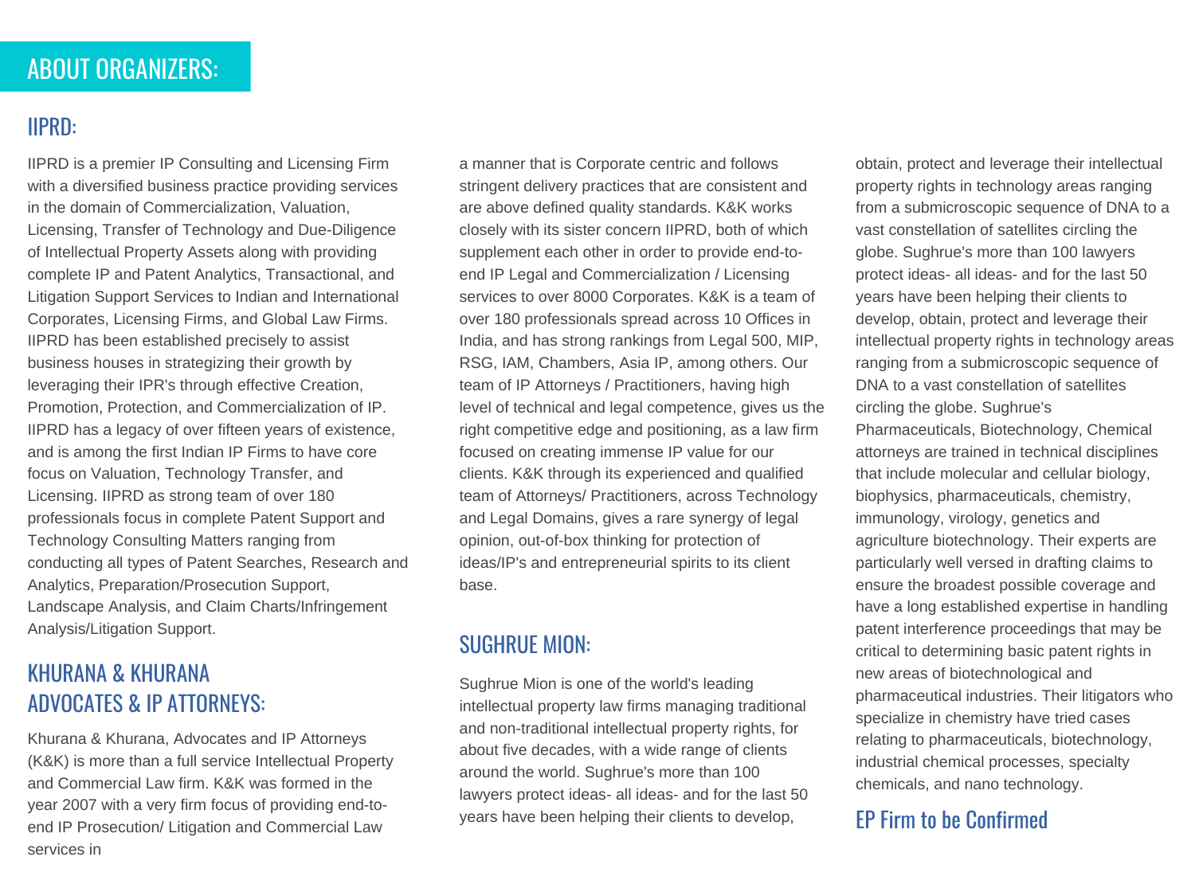## ABOUT ORGANIZERS:

### IIPRD:

IIPRD is a premier IP Consulting and Licensing Firm with a diversified business practice providing services in the domain of Commercialization, Valuation, Licensing, Transfer of Technology and Due-Diligence of Intellectual Property Assets along with providing complete IP and Patent Analytics, Transactional, and Litigation Support Services to Indian and International Corporates, Licensing Firms, and Global Law Firms. IIPRD has been established precisely to assist business houses in strategizing their growth by leveraging their IPR's through effective Creation, Promotion, Protection, and Commercialization of IP. IIPRD has a legacy of over fifteen years of existence, and is among the first Indian IP Firms to have core focus on Valuation, Technology Transfer, and Licensing. IIPRD as strong team of over 180 professionals focus in complete Patent Support and Technology Consulting Matters ranging from conducting all types of Patent Searches, Research and Analytics, Preparation/Prosecution Support, Landscape Analysis, and Claim Charts/Infringement Analysis/Litigation Support.

### KHURANA & KHURANA ADVOCATES & IP ATTORNEYS:

Khurana & Khurana, Advocates and IP Attorneys (K&K) is more than a full service Intellectual Property and Commercial Law firm. K&K was formed in the year 2007 with a very firm focus of providing end-to-end IP Prosecution/ Litigation and Commercial Law services in a manner that is Corporate centric and follows stringent delivery practices that are consistent and are above defined quality standards. K&K works closely with its sister concern IIPRD, both of which supplement each other in order to provide end-to-end IP Legal and Commercialization / Licensing services to over 8000 Corporates. K&K is a team of over 180 professionals spread across 10 Offices in India, and has strong rankings from Legal 500, MIP, RSG, IAM, Chambers, Asia IP, among others. Our team of IP Attorneys / Practitioners, having high level of technical and legal competence, gives us the right competitive edge and positioning, as a law firm focused on creating immense IP value for our clients. K&K through its experienced and qualified team of Attorneys/ Practitioners, across Technology and Legal Domains, gives a rare synergy of legal opinion, out-of-box thinking for protection of ideas/IP's and entrepreneurial spirits to its client base.

### SUGHRUE MION:

Sughrue Mion is one of the world's leading intellectual property law firms managing traditional and non-traditional intellectual property rights, for about five decades, with a wide range of clients around the world. Sughrue's more than 100 lawyers protect ideas- all ideas- and for the last 50 years have been helping their clients to develop, obtain, protect and leverage their intellectual property rights in technology areas ranging from a submicroscopic sequence of DNA to a vast constellation of satellites circling the globe. Sughrue's more than 100 lawyers protect ideas- all ideas- and for the last 50 years have been helping their clients to develop, obtain, protect and leverage their intellectual property rights in technology areas ranging from a submicroscopic sequence of DNA to a vast constellation of satellites circling the globe. Sughrue's Pharmaceuticals, Biotechnology, Chemical attorneys are trained in technical disciplines that include molecular and cellular biology, biophysics, pharmaceuticals, chemistry, immunology, virology, genetics and agriculture biotechnology. Their experts are particularly well versed in drafting claims to ensure the broadest possible coverage and have a long established expertise in handling patent interference proceedings that may be critical to determining basic patent rights in new areas of biotechnological and pharmaceutical industries. Their litigators who specialize in chemistry have tried cases relating to pharmaceuticals, biotechnology, industrial chemical processes, specialty chemicals, and nano technology.

### EP Firm to be Confirmed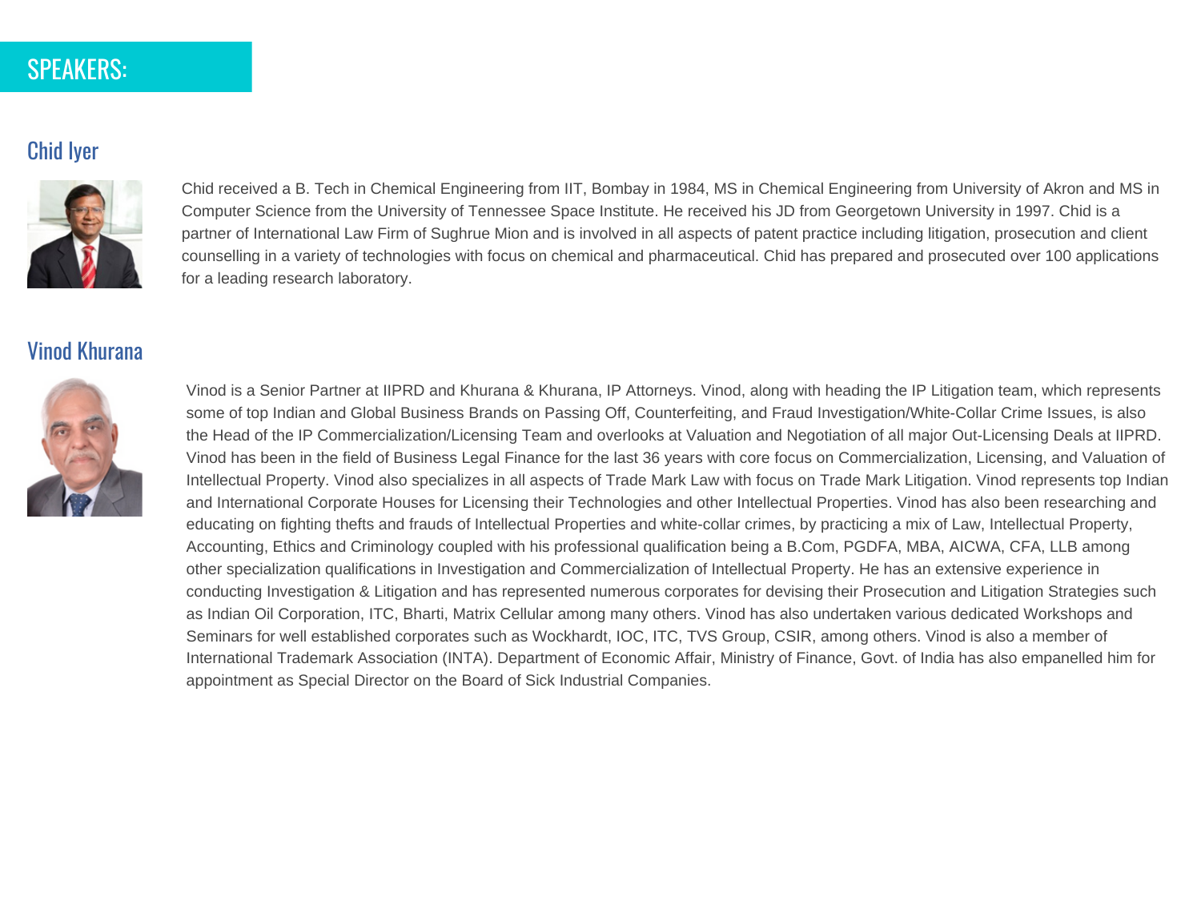## SPEAKERS:

### Chid Iyer

Chid received a B. Tech in Chemical Engineering from IIT, Bombay in 1984, MS in Chemical Engineering from University of Akron and MS in Computer Science from the University of Tennessee Space Institute. He received his JD from Georgetown University in 1997. Chid is a partner of International Law Firm of Sughrue Mion and is involved in all aspects of patent practice including litigation, prosecution and client counselling in a variety of technologies with focus on chemical and pharmaceutical. Chid has prepared and prosecuted over 100 applications for a leading research laboratory.

### Vinod Khurana

Vinod is a Senior Partner at IIPRD and Khurana & Khurana, IP Attorneys. Vinod, along with heading the IP Litigation team, which represents some of top Indian and Global Business Brands on Passing Off, Counterfeiting, and Fraud Investigation/White-Collar Crime Issues, is also the Head of the IP Commercialization/Licensing Team and overlooks at Valuation and Negotiation of all major Out-Licensing Deals at IIPRD. Vinod has been in the field of Business Legal Finance for the last 36 years with core focus on Commercialization, Licensing, and Valuation of Intellectual Property. Vinod also specializes in all aspects of Trade Mark Law with focus on Trade Mark Litigation. Vinod represents top Indian and International Corporate Houses for Licensing their Technologies and other Intellectual Properties. Vinod has also been researching and educating on fighting thefts and frauds of Intellectual Properties and white-collar crimes, by practicing a mix of Law, Intellectual Property, Accounting, Ethics and Criminology coupled with his professional qualification being a B.Com, PGDFA, MBA, AICWA, CFA, LLB among other specialization qualifications in Investigation and Commercialization of Intellectual Property. He has an extensive experience in conducting Investigation & Litigation and has represented numerous corporates for devising their Prosecution and Litigation Strategies such as Indian Oil Corporation, ITC, Bharti, Matrix Cellular among many others. Vinod has also undertaken various dedicated Workshops and Seminars for well established corporates such as Wockhardt, IOC, ITC, TVS Group, CSIR, among others. Vinod is also a member of International Trademark Association (INTA). Department of Economic Affair, Ministry of Finance, Govt. of India has also empanelled him for appointment as Special Director on the Board of Sick Industrial Companies.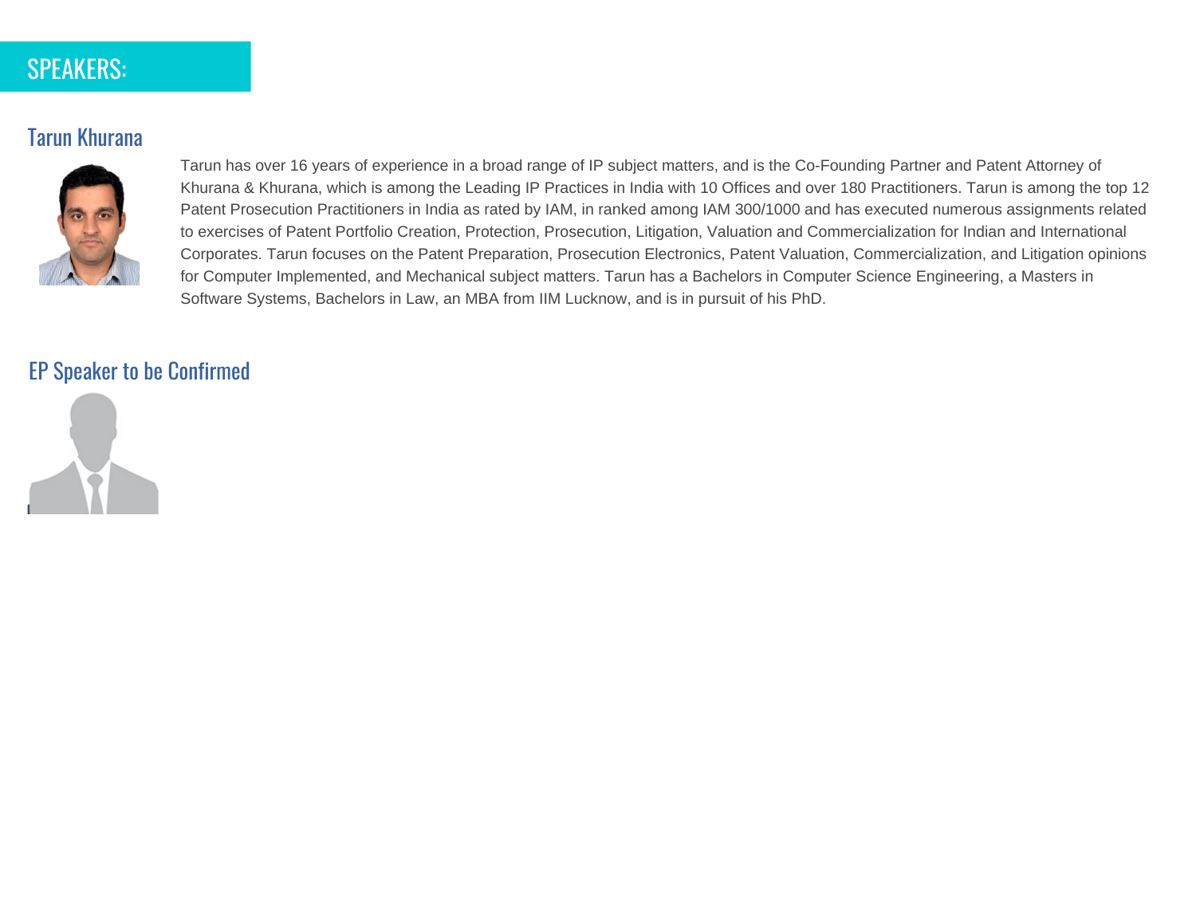## SPEAKERS:

### Tarun Khurana

Tarun has over 16 years of experience in a broad range of IP subject matters, and is the Co-Founding Partner and Patent Attorney of Khurana & Khurana, which is among the Leading IP Practices in India with 10 Offices and over 180 Practitioners. Tarun is among the top 12 Patent Prosecution Practitioners in India as rated by IAM, in ranked among IAM 300/1000 and has executed numerous assignments related to exercises of Patent Portfolio Creation, Protection, Prosecution, Litigation, Valuation and Commercialization for Indian and International Corporates. Tarun focuses on the Patent Preparation, Prosecution Electronics, Patent Valuation, Commercialization, and Litigation opinions for Computer Implemented, and Mechanical subject matters. Tarun has a Bachelors in Computer Science Engineering, a Masters in Software Systems, Bachelors in Law, an MBA from IIM Lucknow, and is in pursuit of his PhD.

### EP Speaker to be Confirmed